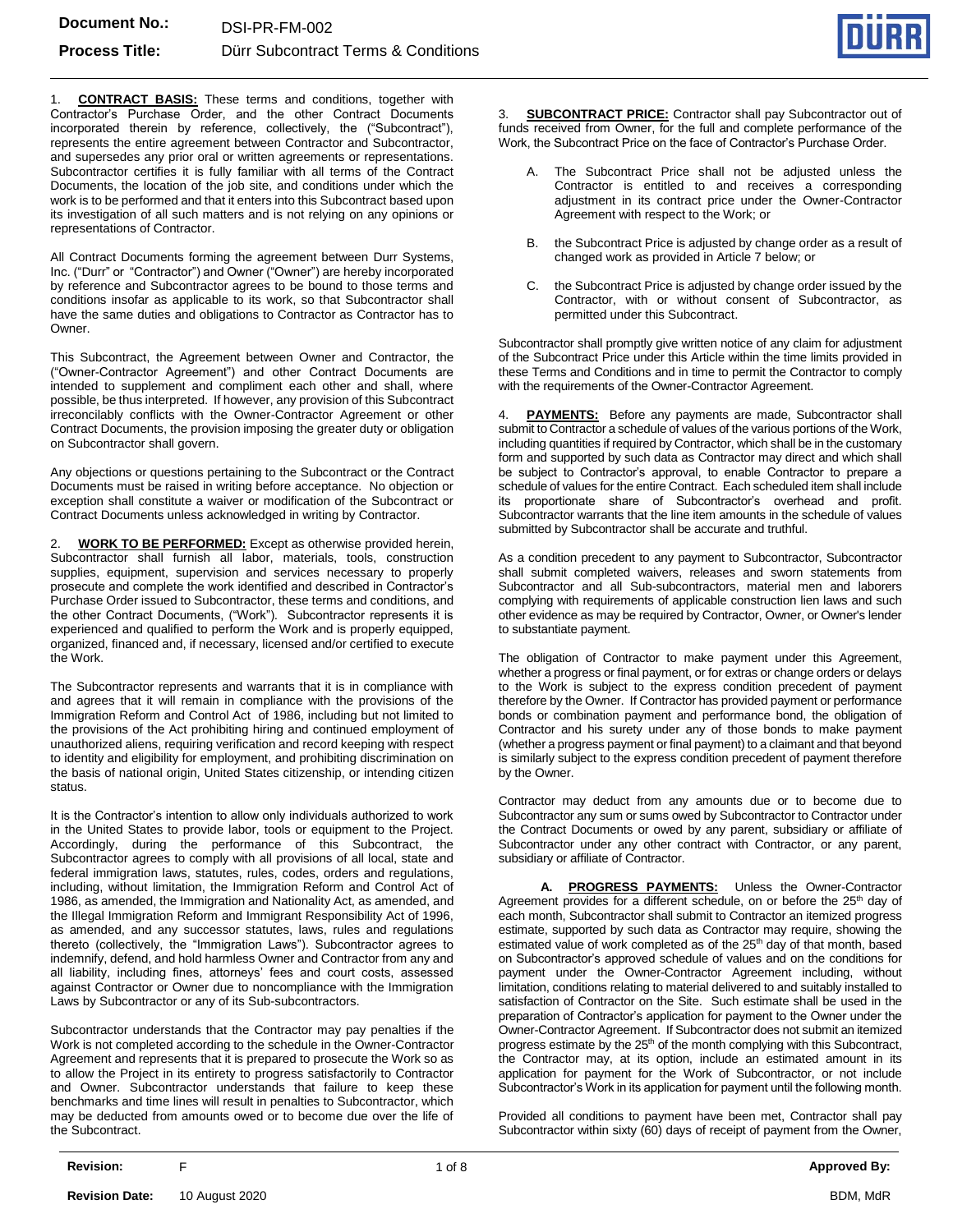1. **CONTRACT BASIS:** These terms and conditions, together with Contractor's Purchase Order, and the other Contract Documents incorporated therein by reference, collectively, the ("Subcontract"), represents the entire agreement between Contractor and Subcontractor, and supersedes any prior oral or written agreements or representations. Subcontractor certifies it is fully familiar with all terms of the Contract Documents, the location of the job site, and conditions under which the work is to be performed and that it enters into this Subcontract based upon its investigation of all such matters and is not relying on any opinions or representations of Contractor.

All Contract Documents forming the agreement between Durr Systems, Inc. ("Durr" or "Contractor") and Owner ("Owner") are hereby incorporated by reference and Subcontractor agrees to be bound to those terms and conditions insofar as applicable to its work, so that Subcontractor shall have the same duties and obligations to Contractor as Contractor has to Owner.

This Subcontract, the Agreement between Owner and Contractor, the ("Owner-Contractor Agreement") and other Contract Documents are intended to supplement and compliment each other and shall, where possible, be thus interpreted. If however, any provision of this Subcontract irreconcilably conflicts with the Owner-Contractor Agreement or other Contract Documents, the provision imposing the greater duty or obligation on Subcontractor shall govern.

Any objections or questions pertaining to the Subcontract or the Contract Documents must be raised in writing before acceptance. No objection or exception shall constitute a waiver or modification of the Subcontract or Contract Documents unless acknowledged in writing by Contractor.

2. **WORK TO BE PERFORMED:** Except as otherwise provided herein, Subcontractor shall furnish all labor, materials, tools, construction supplies, equipment, supervision and services necessary to properly prosecute and complete the work identified and described in Contractor's Purchase Order issued to Subcontractor, these terms and conditions, and the other Contract Documents, ("Work"). Subcontractor represents it is experienced and qualified to perform the Work and is properly equipped, organized, financed and, if necessary, licensed and/or certified to execute the Work.

The Subcontractor represents and warrants that it is in compliance with and agrees that it will remain in compliance with the provisions of the Immigration Reform and Control Act of 1986, including but not limited to the provisions of the Act prohibiting hiring and continued employment of unauthorized aliens, requiring verification and record keeping with respect to identity and eligibility for employment, and prohibiting discrimination on the basis of national origin, United States citizenship, or intending citizen status.

It is the Contractor's intention to allow only individuals authorized to work in the United States to provide labor, tools or equipment to the Project. Accordingly, during the performance of this Subcontract, the Subcontractor agrees to comply with all provisions of all local, state and federal immigration laws, statutes, rules, codes, orders and regulations, including, without limitation, the Immigration Reform and Control Act of 1986, as amended, the Immigration and Nationality Act, as amended, and the Illegal Immigration Reform and Immigrant Responsibility Act of 1996, as amended, and any successor statutes, laws, rules and regulations thereto (collectively, the "Immigration Laws"). Subcontractor agrees to indemnify, defend, and hold harmless Owner and Contractor from any and all liability, including fines, attorneys' fees and court costs, assessed against Contractor or Owner due to noncompliance with the Immigration Laws by Subcontractor or any of its Sub-subcontractors.

Subcontractor understands that the Contractor may pay penalties if the Work is not completed according to the schedule in the Owner-Contractor Agreement and represents that it is prepared to prosecute the Work so as to allow the Project in its entirety to progress satisfactorily to Contractor and Owner. Subcontractor understands that failure to keep these benchmarks and time lines will result in penalties to Subcontractor, which may be deducted from amounts owed or to become due over the life of the Subcontract.

3. **SUBCONTRACT PRICE:** Contractor shall pay Subcontractor out of funds received from Owner, for the full and complete performance of the Work, the Subcontract Price on the face of Contractor's Purchase Order.

A. The Subcontract Price shall not be adjusted unless the Contractor is entitled to and receives a corresponding adjustment in its contract price under the Owner-Contractor Agreement with respect to the Work; or

B. the Subcontract Price is adjusted by change order as a result of changed work as provided in Article 7 below; or

C. the Subcontract Price is adjusted by change order issued by the Contractor, with or without consent of Subcontractor, as permitted under this Subcontract.

Subcontractor shall promptly give written notice of any claim for adjustment of the Subcontract Price under this Article within the time limits provided in these Terms and Conditions and in time to permit the Contractor to comply with the requirements of the Owner-Contractor Agreement.

4. **PAYMENTS:** Before any payments are made, Subcontractor shall submit to Contractor a schedule of values of the various portions of the Work, including quantities if required by Contractor, which shall be in the customary form and supported by such data as Contractor may direct and which shall be subject to Contractor's approval, to enable Contractor to prepare a schedule of values for the entire Contract. Each scheduled item shall include its proportionate share of Subcontractor's overhead and profit. Subcontractor warrants that the line item amounts in the schedule of values submitted by Subcontractor shall be accurate and truthful.

As a condition precedent to any payment to Subcontractor, Subcontractor shall submit completed waivers, releases and sworn statements from Subcontractor and all Sub-subcontractors, material men and laborers complying with requirements of applicable construction lien laws and such other evidence as may be required by Contractor, Owner, or Owner's lender to substantiate payment.

The obligation of Contractor to make payment under this Agreement, whether a progress or final payment, or for extras or change orders or delays to the Work is subject to the express condition precedent of payment therefore by the Owner. If Contractor has provided payment or performance bonds or combination payment and performance bond, the obligation of Contractor and his surety under any of those bonds to make payment (whether a progress payment or final payment) to a claimant and that beyond is similarly subject to the express condition precedent of payment therefore by the Owner.

Contractor may deduct from any amounts due or to become due to Subcontractor any sum or sums owed by Subcontractor to Contractor under the Contract Documents or owed by any parent, subsidiary or affiliate of Subcontractor under any other contract with Contractor, or any parent, subsidiary or affiliate of Contractor.

**A. PROGRESS PAYMENTS:** Unless the Owner-Contractor Agreement provides for a different schedule, on or before the 25th day of each month, Subcontractor shall submit to Contractor an itemized progress estimate, supported by such data as Contractor may require, showing the estimated value of work completed as of the 25th day of that month, based on Subcontractor's approved schedule of values and on the conditions for payment under the Owner-Contractor Agreement including, without limitation, conditions relating to material delivered to and suitably installed to satisfaction of Contractor on the Site. Such estimate shall be used in the preparation of Contractor's application for payment to the Owner under the Owner-Contractor Agreement. If Subcontractor does not submit an itemized progress estimate by the 25th of the month complying with this Subcontract, the Contractor may, at its option, include an estimated amount in its application for payment for the Work of Subcontractor, or not include Subcontractor's Work in its application for payment until the following month.

Provided all conditions to payment have been met, Contractor shall pay Subcontractor within sixty (60) days of receipt of payment from the Owner,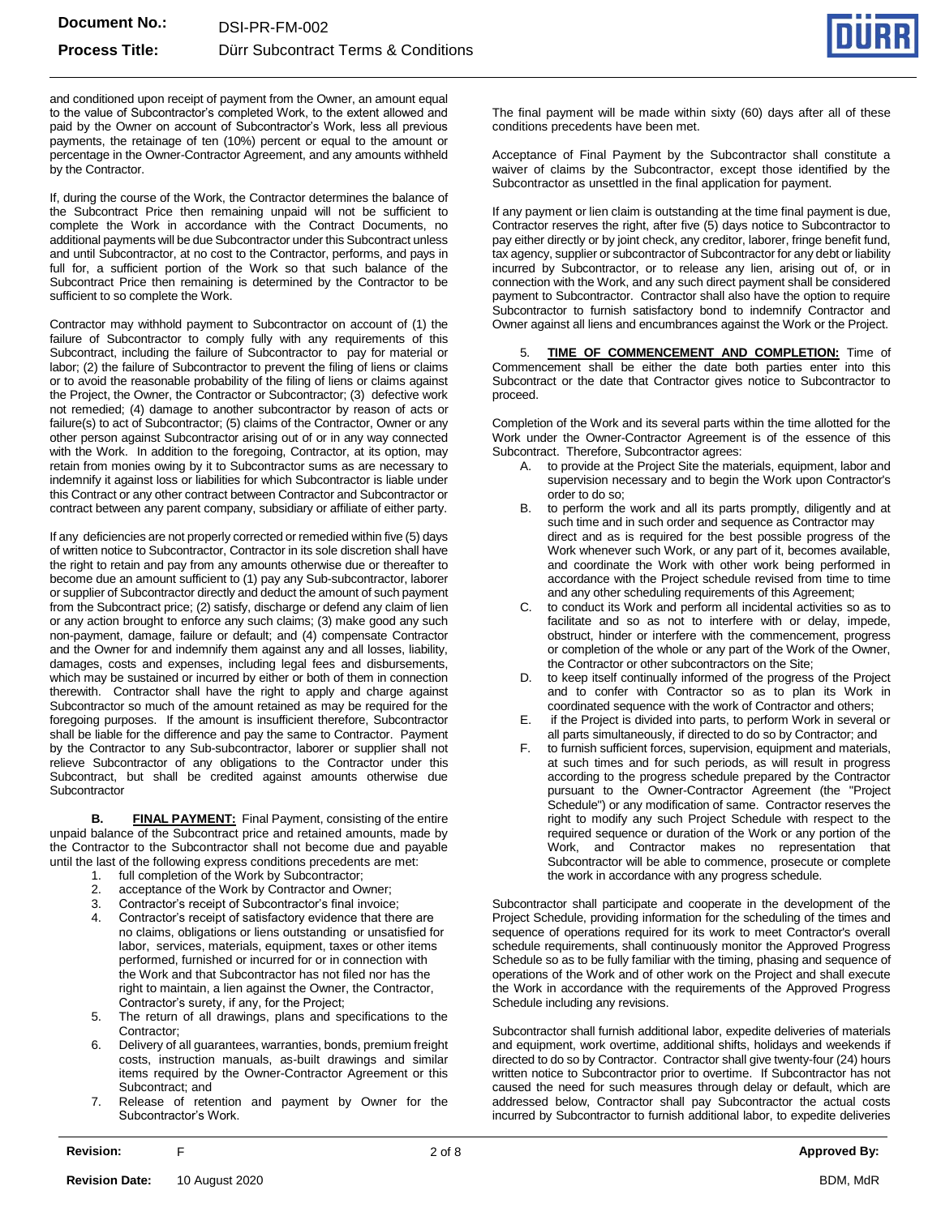and conditioned upon receipt of payment from the Owner, an amount equal to the value of Subcontractor's completed Work, to the extent allowed and paid by the Owner on account of Subcontractor's Work, less all previous payments, the retainage of ten (10%) percent or equal to the amount or percentage in the Owner-Contractor Agreement, and any amounts withheld by the Contractor.

If, during the course of the Work, the Contractor determines the balance of the Subcontract Price then remaining unpaid will not be sufficient to complete the Work in accordance with the Contract Documents, no additional payments will be due Subcontractor under this Subcontract unless and until Subcontractor, at no cost to the Contractor, performs, and pays in full for, a sufficient portion of the Work so that such balance of the Subcontract Price then remaining is determined by the Contractor to be sufficient to so complete the Work.

Contractor may withhold payment to Subcontractor on account of (1) the failure of Subcontractor to comply fully with any requirements of this Subcontract, including the failure of Subcontractor to pay for material or labor; (2) the failure of Subcontractor to prevent the filing of liens or claims or to avoid the reasonable probability of the filing of liens or claims against the Project, the Owner, the Contractor or Subcontractor; (3) defective work not remedied; (4) damage to another subcontractor by reason of acts or failure(s) to act of Subcontractor; (5) claims of the Contractor, Owner or any other person against Subcontractor arising out of or in any way connected with the Work. In addition to the foregoing, Contractor, at its option, may retain from monies owing by it to Subcontractor sums as are necessary to indemnify it against loss or liabilities for which Subcontractor is liable under this Contract or any other contract between Contractor and Subcontractor or contract between any parent company, subsidiary or affiliate of either party.

If any deficiencies are not properly corrected or remedied within five (5) days of written notice to Subcontractor, Contractor in its sole discretion shall have the right to retain and pay from any amounts otherwise due or thereafter to become due an amount sufficient to (1) pay any Sub-subcontractor, laborer or supplier of Subcontractor directly and deduct the amount of such payment from the Subcontract price; (2) satisfy, discharge or defend any claim of lien or any action brought to enforce any such claims; (3) make good any such non-payment, damage, failure or default; and (4) compensate Contractor and the Owner for and indemnify them against any and all losses, liability, damages, costs and expenses, including legal fees and disbursements, which may be sustained or incurred by either or both of them in connection therewith. Contractor shall have the right to apply and charge against Subcontractor so much of the amount retained as may be required for the foregoing purposes. If the amount is insufficient therefore, Subcontractor shall be liable for the difference and pay the same to Contractor. Payment by the Contractor to any Sub-subcontractor, laborer or supplier shall not relieve Subcontractor of any obligations to the Contractor under this Subcontract, but shall be credited against amounts otherwise due Subcontractor

**B. <u>FINAL PAYMENT:</u>** Final Payment, consisting of the entire unpaid balance of the Subcontract price and retained amounts, made by the Contractor to the Subcontractor shall not become due and payable until the last of the following express conditions precedents are met:

1. full completion of the Work by Subcontractor;
2. acceptance of the Work by Contractor and Owner;
3. Contractor's receipt of Subcontractor's final invoice;
4. Contractor's receipt of satisfactory evidence that there are no claims, obligations or liens outstanding or unsatisfied for labor, services, materials, equipment, taxes or other items performed, furnished or incurred for or in connection with the Work and that Subcontractor has not filed nor has the right to maintain, a lien against the Owner, the Contractor, Contractor's surety, if any, for the Project;
5. The return of all drawings, plans and specifications to the Contractor;
6. Delivery of all guarantees, warranties, bonds, premium freight costs, instruction manuals, as-built drawings and similar items required by the Owner-Contractor Agreement or this Subcontract; and
7. Release of retention and payment by Owner for the Subcontractor's Work.

The final payment will be made within sixty (60) days after all of these conditions precedents have been met.

Acceptance of Final Payment by the Subcontractor shall constitute a waiver of claims by the Subcontractor, except those identified by the Subcontractor as unsettled in the final application for payment.

If any payment or lien claim is outstanding at the time final payment is due, Contractor reserves the right, after five (5) days notice to Subcontractor to pay either directly or by joint check, any creditor, laborer, fringe benefit fund, tax agency, supplier or subcontractor of Subcontractor for any debt or liability incurred by Subcontractor, or to release any lien, arising out of, or in connection with the Work, and any such direct payment shall be considered payment to Subcontractor. Contractor shall also have the option to require Subcontractor to furnish satisfactory bond to indemnify Contractor and Owner against all liens and encumbrances against the Work or the Project.

5. **<u>TIME OF COMMENCEMENT AND COMPLETION:</u>** Time of Commencement shall be either the date both parties enter into this Subcontract or the date that Contractor gives notice to Subcontractor to proceed.

Completion of the Work and its several parts within the time allotted for the Work under the Owner-Contractor Agreement is of the essence of this Subcontract. Therefore, Subcontractor agrees:

A. to provide at the Project Site the materials, equipment, labor and supervision necessary and to begin the Work upon Contractor's order to do so;
B. to perform the work and all its parts promptly, diligently and at such time and in such order and sequence as Contractor may direct and as is required for the best possible progress of the Work whenever such Work, or any part of it, becomes available, and coordinate the Work with other work being performed in accordance with the Project schedule revised from time to time and any other scheduling requirements of this Agreement;
C. to conduct its Work and perform all incidental activities so as to facilitate and so as not to interfere with or delay, impede, obstruct, hinder or interfere with the commencement, progress or completion of the whole or any part of the Work of the Owner, the Contractor or other subcontractors on the Site;
D. to keep itself continually informed of the progress of the Project and to confer with Contractor so as to plan its Work in coordinated sequence with the work of Contractor and others;
E. if the Project is divided into parts, to perform Work in several or all parts simultaneously, if directed to do so by Contractor; and
F. to furnish sufficient forces, supervision, equipment and materials, at such times and for such periods, as will result in progress according to the progress schedule prepared by the Contractor pursuant to the Owner-Contractor Agreement (the "Project Schedule") or any modification of same. Contractor reserves the right to modify any such Project Schedule with respect to the required sequence or duration of the Work or any portion of the Work, and Contractor makes no representation that Subcontractor will be able to commence, prosecute or complete the work in accordance with any progress schedule.

Subcontractor shall participate and cooperate in the development of the Project Schedule, providing information for the scheduling of the times and sequence of operations required for its work to meet Contractor's overall schedule requirements, shall continuously monitor the Approved Progress Schedule so as to be fully familiar with the timing, phasing and sequence of operations of the Work and of other work on the Project and shall execute the Work in accordance with the requirements of the Approved Progress Schedule including any revisions.

Subcontractor shall furnish additional labor, expedite deliveries of materials and equipment, work overtime, additional shifts, holidays and weekends if directed to do so by Contractor. Contractor shall give twenty-four (24) hours written notice to Subcontractor prior to overtime. If Subcontractor has not caused the need for such measures through delay or default, which are addressed below, Contractor shall pay Subcontractor the actual costs incurred by Subcontractor to furnish additional labor, to expedite deliveries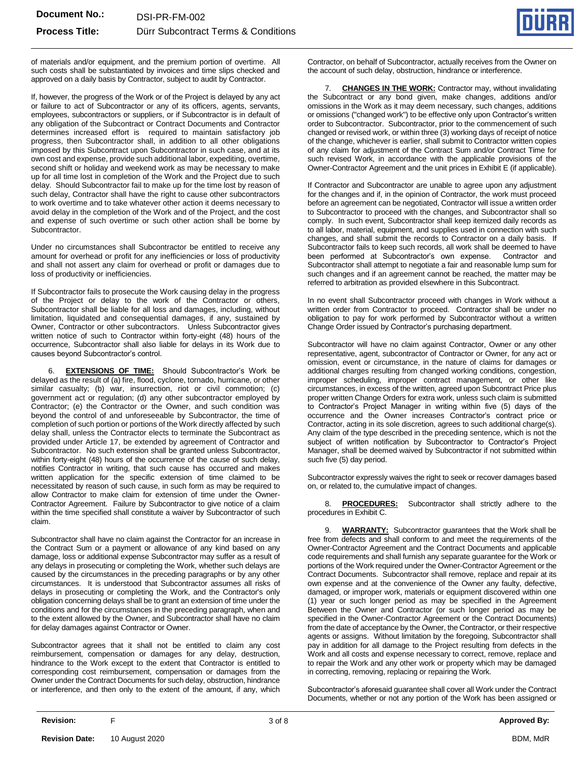of materials and/or equipment, and the premium portion of overtime. All such costs shall be substantiated by invoices and time slips checked and approved on a daily basis by Contractor, subject to audit by Contractor.

If, however, the progress of the Work or of the Project is delayed by any act or failure to act of Subcontractor or any of its officers, agents, servants, employees, subcontractors or suppliers, or if Subcontractor is in default of any obligation of the Subcontract or Contract Documents and Contractor determines increased effort is required to maintain satisfactory job progress, then Subcontractor shall, in addition to all other obligations imposed by this Subcontract upon Subcontractor in such case, and at its own cost and expense, provide such additional labor, expediting, overtime, second shift or holiday and weekend work as may be necessary to make up for all time lost in completion of the Work and the Project due to such delay. Should Subcontractor fail to make up for the time lost by reason of such delay, Contractor shall have the right to cause other subcontractors to work overtime and to take whatever other action it deems necessary to avoid delay in the completion of the Work and of the Project, and the cost and expense of such overtime or such other action shall be borne by Subcontractor.

Under no circumstances shall Subcontractor be entitled to receive any amount for overhead or profit for any inefficiencies or loss of productivity and shall not assert any claim for overhead or profit or damages due to loss of productivity or inefficiencies.

If Subcontractor fails to prosecute the Work causing delay in the progress of the Project or delay to the work of the Contractor or others, Subcontractor shall be liable for all loss and damages, including, without limitation, liquidated and consequential damages, if any, sustained by Owner, Contractor or other subcontractors. Unless Subcontractor gives written notice of such to Contractor within forty-eight (48) hours of the occurrence, Subcontractor shall also liable for delays in its Work due to causes beyond Subcontractor's control.

6. **EXTENSIONS OF TIME:** Should Subcontractor's Work be delayed as the result of (a) fire, flood, cyclone, tornado, hurricane, or other similar casualty; (b) war, insurrection, riot or civil commotion; (c) government act or regulation; (d) any other subcontractor employed by Contractor; (e) the Contractor or the Owner, and such condition was beyond the control of and unforeseeable by Subcontractor, the time of completion of such portion or portions of the Work directly affected by such delay shall, unless the Contractor elects to terminate the Subcontract as provided under Article 17, be extended by agreement of Contractor and Subcontractor. No such extension shall be granted unless Subcontractor, within forty-eight (48) hours of the occurrence of the cause of such delay, notifies Contractor in writing, that such cause has occurred and makes written application for the specific extension of time claimed to be necessitated by reason of such cause, in such form as may be required to allow Contractor to make claim for extension of time under the Owner-Contractor Agreement. Failure by Subcontractor to give notice of a claim within the time specified shall constitute a waiver by Subcontractor of such claim.

Subcontractor shall have no claim against the Contractor for an increase in the Contract Sum or a payment or allowance of any kind based on any damage, loss or additional expense Subcontractor may suffer as a result of any delays in prosecuting or completing the Work, whether such delays are caused by the circumstances in the preceding paragraphs or by any other circumstances. It is understood that Subcontractor assumes all risks of delays in prosecuting or completing the Work, and the Contractor's only obligation concerning delays shall be to grant an extension of time under the conditions and for the circumstances in the preceding paragraph, when and to the extent allowed by the Owner, and Subcontractor shall have no claim for delay damages against Contractor or Owner.

Subcontractor agrees that it shall not be entitled to claim any cost reimbursement, compensation or damages for any delay, destruction, hindrance to the Work except to the extent that Contractor is entitled to corresponding cost reimbursement, compensation or damages from the Owner under the Contract Documents for such delay, obstruction, hindrance or interference, and then only to the extent of the amount, if any, which Contractor, on behalf of Subcontractor, actually receives from the Owner on the account of such delay, obstruction, hindrance or interference.

7. **CHANGES IN THE WORK:** Contractor may, without invalidating the Subcontract or any bond given, make changes, additions and/or omissions in the Work as it may deem necessary, such changes, additions or omissions ("changed work") to be effective only upon Contractor's written order to Subcontractor. Subcontractor, prior to the commencement of such changed or revised work, or within three (3) working days of receipt of notice of the change, whichever is earlier, shall submit to Contractor written copies of any claim for adjustment of the Contract Sum and/or Contract Time for such revised Work, in accordance with the applicable provisions of the Owner-Contractor Agreement and the unit prices in Exhibit E (if applicable).

If Contractor and Subcontractor are unable to agree upon any adjustment for the changes and if, in the opinion of Contractor, the work must proceed before an agreement can be negotiated, Contractor will issue a written order to Subcontractor to proceed with the changes, and Subcontractor shall so comply. In such event, Subcontractor shall keep itemized daily records as to all labor, material, equipment, and supplies used in connection with such changes, and shall submit the records to Contractor on a daily basis. If Subcontractor fails to keep such records, all work shall be deemed to have been performed at Subcontractor's own expense. Contractor and Subcontractor shall attempt to negotiate a fair and reasonable lump sum for such changes and if an agreement cannot be reached, the matter may be referred to arbitration as provided elsewhere in this Subcontract.

In no event shall Subcontractor proceed with changes in Work without a written order from Contractor to proceed. Contractor shall be under no obligation to pay for work performed by Subcontractor without a written Change Order issued by Contractor's purchasing department.

Subcontractor will have no claim against Contractor, Owner or any other representative, agent, subcontractor of Contractor or Owner, for any act or omission, event or circumstance, in the nature of claims for damages or additional charges resulting from changed working conditions, congestion, improper scheduling, improper contract management, or other like circumstances, in excess of the written, agreed upon Subcontract Price plus proper written Change Orders for extra work, unless such claim is submitted to Contractor's Project Manager in writing within five (5) days of the occurrence and the Owner increases Contractor's contract price or Contractor, acting in its sole discretion, agrees to such additional charge(s). Any claim of the type described in the preceding sentence, which is not the subject of written notification by Subcontractor to Contractor's Project Manager, shall be deemed waived by Subcontractor if not submitted within such five (5) day period.

Subcontractor expressly waives the right to seek or recover damages based on, or related to, the cumulative impact of changes.

8. **PROCEDURES:** Subcontractor shall strictly adhere to the procedures in Exhibit C.

9. **WARRANTY:** Subcontractor guarantees that the Work shall be free from defects and shall conform to and meet the requirements of the Owner-Contractor Agreement and the Contract Documents and applicable code requirements and shall furnish any separate guarantee for the Work or portions of the Work required under the Owner-Contractor Agreement or the Contract Documents. Subcontractor shall remove, replace and repair at its own expense and at the convenience of the Owner any faulty, defective, damaged, or improper work, materials or equipment discovered within one (1) year or such longer period as may be specified in the Agreement Between the Owner and Contractor (or such longer period as may be specified in the Owner-Contractor Agreement or the Contract Documents) from the date of acceptance by the Owner, the Contractor, or their respective agents or assigns. Without limitation by the foregoing, Subcontractor shall pay in addition for all damage to the Project resulting from defects in the Work and all costs and expense necessary to correct, remove, replace and to repair the Work and any other work or property which may be damaged in correcting, removing, replacing or repairing the Work.

Subcontractor's aforesaid guarantee shall cover all Work under the Contract Documents, whether or not any portion of the Work has been assigned or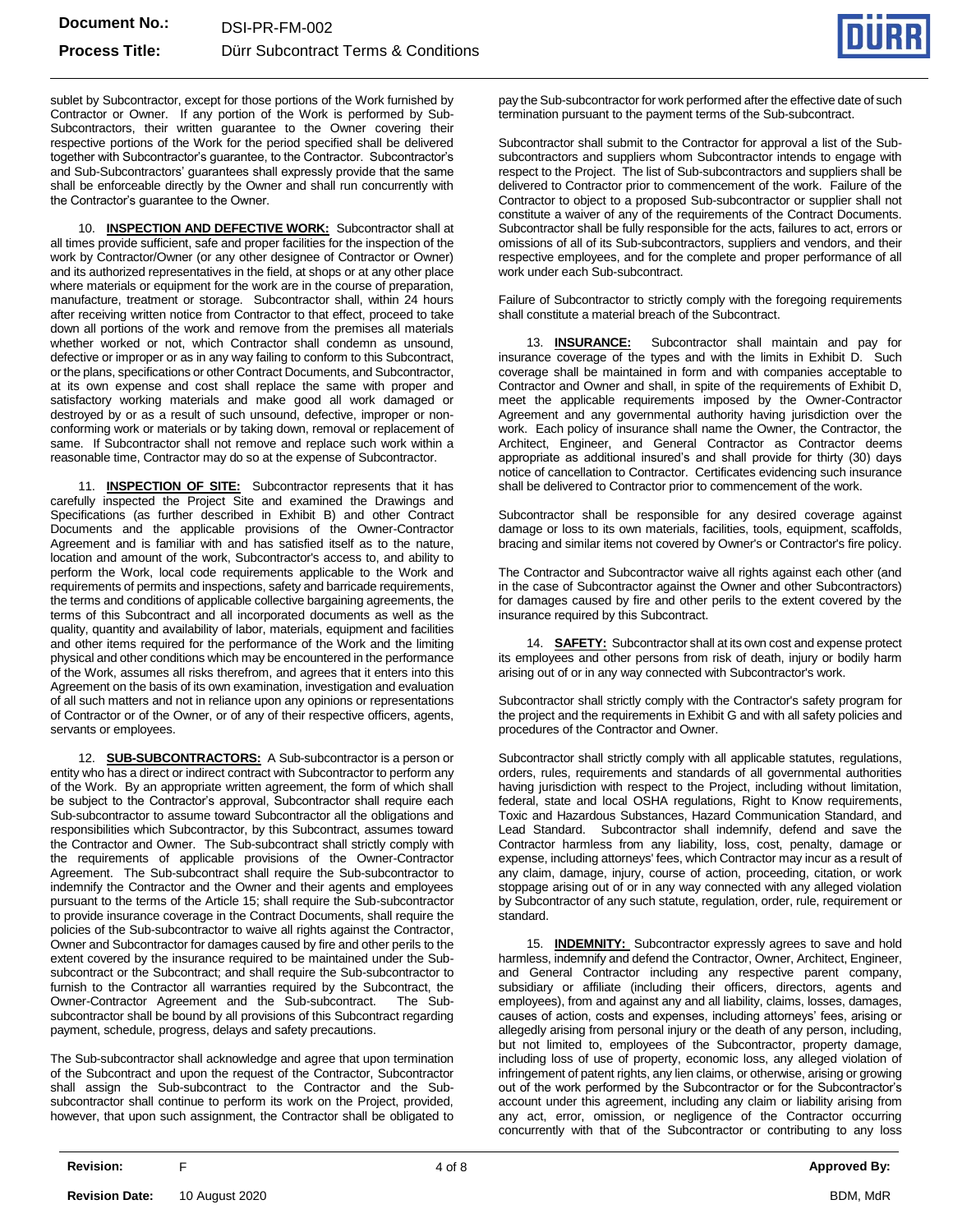sublet by Subcontractor, except for those portions of the Work furnished by Contractor or Owner. If any portion of the Work is performed by Sub-Subcontractors, their written guarantee to the Owner covering their respective portions of the Work for the period specified shall be delivered together with Subcontractor's guarantee, to the Contractor. Subcontractor's and Sub-Subcontractors' guarantees shall expressly provide that the same shall be enforceable directly by the Owner and shall run concurrently with the Contractor's guarantee to the Owner.

10. **INSPECTION AND DEFECTIVE WORK:** Subcontractor shall at all times provide sufficient, safe and proper facilities for the inspection of the work by Contractor/Owner (or any other designee of Contractor or Owner) and its authorized representatives in the field, at shops or at any other place where materials or equipment for the work are in the course of preparation, manufacture, treatment or storage. Subcontractor shall, within 24 hours after receiving written notice from Contractor to that effect, proceed to take down all portions of the work and remove from the premises all materials whether worked or not, which Contractor shall condemn as unsound, defective or improper or as in any way failing to conform to this Subcontract, or the plans, specifications or other Contract Documents, and Subcontractor, at its own expense and cost shall replace the same with proper and satisfactory working materials and make good all work damaged or destroyed by or as a result of such unsound, defective, improper or non-conforming work or materials or by taking down, removal or replacement of same. If Subcontractor shall not remove and replace such work within a reasonable time, Contractor may do so at the expense of Subcontractor.

11. **INSPECTION OF SITE:** Subcontractor represents that it has carefully inspected the Project Site and examined the Drawings and Specifications (as further described in Exhibit B) and other Contract Documents and the applicable provisions of the Owner-Contractor Agreement and is familiar with and has satisfied itself as to the nature, location and amount of the work, Subcontractor's access to, and ability to perform the Work, local code requirements applicable to the Work and requirements of permits and inspections, safety and barricade requirements, the terms and conditions of applicable collective bargaining agreements, the terms of this Subcontract and all incorporated documents as well as the quality, quantity and availability of labor, materials, equipment and facilities and other items required for the performance of the Work and the limiting physical and other conditions which may be encountered in the performance of the Work, assumes all risks therefrom, and agrees that it enters into this Agreement on the basis of its own examination, investigation and evaluation of all such matters and not in reliance upon any opinions or representations of Contractor or of the Owner, or of any of their respective officers, agents, servants or employees.

12. **SUB-SUBCONTRACTORS:** A Sub-subcontractor is a person or entity who has a direct or indirect contract with Subcontractor to perform any of the Work. By an appropriate written agreement, the form of which shall be subject to the Contractor's approval, Subcontractor shall require each Sub-subcontractor to assume toward Subcontractor all the obligations and responsibilities which Subcontractor, by this Subcontract, assumes toward the Contractor and Owner. The Sub-subcontract shall strictly comply with the requirements of applicable provisions of the Owner-Contractor Agreement. The Sub-subcontract shall require the Sub-subcontractor to indemnify the Contractor and the Owner and their agents and employees pursuant to the terms of the Article 15; shall require the Sub-subcontractor to provide insurance coverage in the Contract Documents, shall require the policies of the Sub-subcontractor to waive all rights against the Contractor, Owner and Subcontractor for damages caused by fire and other perils to the extent covered by the insurance required to be maintained under the Sub-subcontract or the Subcontract; and shall require the Sub-subcontractor to furnish to the Contractor all warranties required by the Subcontract, the Owner-Contractor Agreement and the Sub-subcontract. The Sub-subcontractor shall be bound by all provisions of this Subcontract regarding payment, schedule, progress, delays and safety precautions.

The Sub-subcontractor shall acknowledge and agree that upon termination of the Subcontract and upon the request of the Contractor, Subcontractor shall assign the Sub-subcontract to the Contractor and the Sub-subcontractor shall continue to perform its work on the Project, provided, however, that upon such assignment, the Contractor shall be obligated to pay the Sub-subcontractor for work performed after the effective date of such termination pursuant to the payment terms of the Sub-subcontract.

Subcontractor shall submit to the Contractor for approval a list of the Sub-subcontractors and suppliers whom Subcontractor intends to engage with respect to the Project. The list of Sub-subcontractors and suppliers shall be delivered to Contractor prior to commencement of the work. Failure of the Contractor to object to a proposed Sub-subcontractor or supplier shall not constitute a waiver of any of the requirements of the Contract Documents. Subcontractor shall be fully responsible for the acts, failures to act, errors or omissions of all of its Sub-subcontractors, suppliers and vendors, and their respective employees, and for the complete and proper performance of all work under each Sub-subcontract.

Failure of Subcontractor to strictly comply with the foregoing requirements shall constitute a material breach of the Subcontract.

13. **INSURANCE:** Subcontractor shall maintain and pay for insurance coverage of the types and with the limits in Exhibit D. Such coverage shall be maintained in form and with companies acceptable to Contractor and Owner and shall, in spite of the requirements of Exhibit D, meet the applicable requirements imposed by the Owner-Contractor Agreement and any governmental authority having jurisdiction over the work. Each policy of insurance shall name the Owner, the Contractor, the Architect, Engineer, and General Contractor as Contractor deems appropriate as additional insured's and shall provide for thirty (30) days notice of cancellation to Contractor. Certificates evidencing such insurance shall be delivered to Contractor prior to commencement of the work.

Subcontractor shall be responsible for any desired coverage against damage or loss to its own materials, facilities, tools, equipment, scaffolds, bracing and similar items not covered by Owner's or Contractor's fire policy.

The Contractor and Subcontractor waive all rights against each other (and in the case of Subcontractor against the Owner and other Subcontractors) for damages caused by fire and other perils to the extent covered by the insurance required by this Subcontract.

14. **SAFETY:** Subcontractor shall at its own cost and expense protect its employees and other persons from risk of death, injury or bodily harm arising out of or in any way connected with Subcontractor's work.

Subcontractor shall strictly comply with the Contractor's safety program for the project and the requirements in Exhibit G and with all safety policies and procedures of the Contractor and Owner.

Subcontractor shall strictly comply with all applicable statutes, regulations, orders, rules, requirements and standards of all governmental authorities having jurisdiction with respect to the Project, including without limitation, federal, state and local OSHA regulations, Right to Know requirements, Toxic and Hazardous Substances, Hazard Communication Standard, and Lead Standard. Subcontractor shall indemnify, defend and save the Contractor harmless from any liability, loss, cost, penalty, damage or expense, including attorneys' fees, which Contractor may incur as a result of any claim, damage, injury, course of action, proceeding, citation, or work stoppage arising out of or in any way connected with any alleged violation by Subcontractor of any such statute, regulation, order, rule, requirement or standard.

15. **INDEMNITY:** Subcontractor expressly agrees to save and hold harmless, indemnify and defend the Contractor, Owner, Architect, Engineer, and General Contractor including any respective parent company, subsidiary or affiliate (including their officers, directors, agents and employees), from and against any and all liability, claims, losses, damages, causes of action, costs and expenses, including attorneys' fees, arising or allegedly arising from personal injury or the death of any person, including, but not limited to, employees of the Subcontractor, property damage, including loss of use of property, economic loss, any alleged violation of infringement of patent rights, any lien claims, or otherwise, arising or growing out of the work performed by the Subcontractor or for the Subcontractor's account under this agreement, including any claim or liability arising from any act, error, omission, or negligence of the Contractor occurring concurrently with that of the Subcontractor or contributing to any loss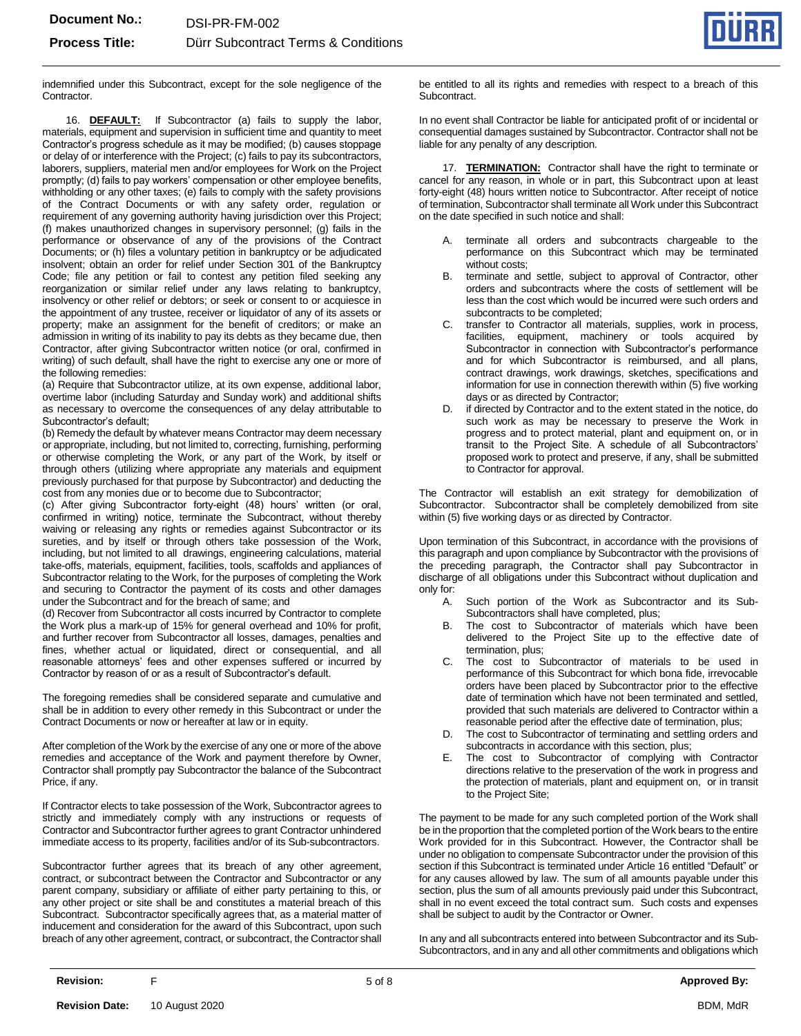indemnified under this Subcontract, except for the sole negligence of the Contractor.

16. **DEFAULT:** If Subcontractor (a) fails to supply the labor, materials, equipment and supervision in sufficient time and quantity to meet Contractor's progress schedule as it may be modified; (b) causes stoppage or delay of or interference with the Project; (c) fails to pay its subcontractors, laborers, suppliers, material men and/or employees for Work on the Project promptly; (d) fails to pay workers' compensation or other employee benefits, withholding or any other taxes; (e) fails to comply with the safety provisions of the Contract Documents or with any safety order, regulation or requirement of any governing authority having jurisdiction over this Project; (f) makes unauthorized changes in supervisory personnel; (g) fails in the performance or observance of any of the provisions of the Contract Documents; or (h) files a voluntary petition in bankruptcy or be adjudicated insolvent; obtain an order for relief under Section 301 of the Bankruptcy Code; file any petition or fail to contest any petition filed seeking any reorganization or similar relief under any laws relating to bankruptcy, insolvency or other relief or debtors; or seek or consent to or acquiesce in the appointment of any trustee, receiver or liquidator of any of its assets or property; make an assignment for the benefit of creditors; or make an admission in writing of its inability to pay its debts as they became due, then Contractor, after giving Subcontractor written notice (or oral, confirmed in writing) of such default, shall have the right to exercise any one or more of the following remedies:

(a) Require that Subcontractor utilize, at its own expense, additional labor, overtime labor (including Saturday and Sunday work) and additional shifts as necessary to overcome the consequences of any delay attributable to Subcontractor's default;

(b) Remedy the default by whatever means Contractor may deem necessary or appropriate, including, but not limited to, correcting, furnishing, performing or otherwise completing the Work, or any part of the Work, by itself or through others (utilizing where appropriate any materials and equipment previously purchased for that purpose by Subcontractor) and deducting the cost from any monies due or to become due to Subcontractor;

(c) After giving Subcontractor forty-eight (48) hours' written (or oral, confirmed in writing) notice, terminate the Subcontract, without thereby waiving or releasing any rights or remedies against Subcontractor or its sureties, and by itself or through others take possession of the Work, including, but not limited to all drawings, engineering calculations, material take-offs, materials, equipment, facilities, tools, scaffolds and appliances of Subcontractor relating to the Work, for the purposes of completing the Work and securing to Contractor the payment of its costs and other damages under the Subcontract and for the breach of same; and

(d) Recover from Subcontractor all costs incurred by Contractor to complete the Work plus a mark-up of 15% for general overhead and 10% for profit, and further recover from Subcontractor all losses, damages, penalties and fines, whether actual or liquidated, direct or consequential, and all reasonable attorneys' fees and other expenses suffered or incurred by Contractor by reason of or as a result of Subcontractor's default.

The foregoing remedies shall be considered separate and cumulative and shall be in addition to every other remedy in this Subcontract or under the Contract Documents or now or hereafter at law or in equity.

After completion of the Work by the exercise of any one or more of the above remedies and acceptance of the Work and payment therefore by Owner, Contractor shall promptly pay Subcontractor the balance of the Subcontract Price, if any.

If Contractor elects to take possession of the Work, Subcontractor agrees to strictly and immediately comply with any instructions or requests of Contractor and Subcontractor further agrees to grant Contractor unhindered immediate access to its property, facilities and/or of its Sub-subcontractors.

Subcontractor further agrees that its breach of any other agreement, contract, or subcontract between the Contractor and Subcontractor or any parent company, subsidiary or affiliate of either party pertaining to this, or any other project or site shall be and constitutes a material breach of this Subcontract. Subcontractor specifically agrees that, as a material matter of inducement and consideration for the award of this Subcontract, upon such breach of any other agreement, contract, or subcontract, the Contractor shall be entitled to all its rights and remedies with respect to a breach of this Subcontract.

In no event shall Contractor be liable for anticipated profit of or incidental or consequential damages sustained by Subcontractor. Contractor shall not be liable for any penalty of any description.

17. **TERMINATION:** Contractor shall have the right to terminate or cancel for any reason, in whole or in part, this Subcontract upon at least forty-eight (48) hours written notice to Subcontractor. After receipt of notice of termination, Subcontractor shall terminate all Work under this Subcontract on the date specified in such notice and shall:

A. terminate all orders and subcontracts chargeable to the performance on this Subcontract which may be terminated without costs;
B. terminate and settle, subject to approval of Contractor, other orders and subcontracts where the costs of settlement will be less than the cost which would be incurred were such orders and subcontracts to be completed;
C. transfer to Contractor all materials, supplies, work in process, facilities, equipment, machinery or tools acquired by Subcontractor in connection with Subcontractor's performance and for which Subcontractor is reimbursed, and all plans, contract drawings, work drawings, sketches, specifications and information for use in connection therewith within (5) five working days or as directed by Contractor;
D. if directed by Contractor and to the extent stated in the notice, do such work as may be necessary to preserve the Work in progress and to protect material, plant and equipment on, or in transit to the Project Site. A schedule of all Subcontractors' proposed work to protect and preserve, if any, shall be submitted to Contractor for approval.

The Contractor will establish an exit strategy for demobilization of Subcontractor. Subcontractor shall be completely demobilized from site within (5) five working days or as directed by Contractor.

Upon termination of this Subcontract, in accordance with the provisions of this paragraph and upon compliance by Subcontractor with the provisions of the preceding paragraph, the Contractor shall pay Subcontractor in discharge of all obligations under this Subcontract without duplication and only for:

A. Such portion of the Work as Subcontractor and its Sub-Subcontractors shall have completed, plus;
B. The cost to Subcontractor of materials which have been delivered to the Project Site up to the effective date of termination, plus;
C. The cost to Subcontractor of materials to be used in performance of this Subcontract for which bona fide, irrevocable orders have been placed by Subcontractor prior to the effective date of termination which have not been terminated and settled, provided that such materials are delivered to Contractor within a reasonable period after the effective date of termination, plus;
D. The cost to Subcontractor of terminating and settling orders and subcontracts in accordance with this section, plus;
E. The cost to Subcontractor of complying with Contractor directions relative to the preservation of the work in progress and the protection of materials, plant and equipment on, or in transit to the Project Site;

The payment to be made for any such completed portion of the Work shall be in the proportion that the completed portion of the Work bears to the entire Work provided for in this Subcontract. However, the Contractor shall be under no obligation to compensate Subcontractor under the provision of this section if this Subcontract is terminated under Article 16 entitled "Default" or for any causes allowed by law. The sum of all amounts payable under this section, plus the sum of all amounts previously paid under this Subcontract, shall in no event exceed the total contract sum. Such costs and expenses shall be subject to audit by the Contractor or Owner.

In any and all subcontracts entered into between Subcontractor and its Sub-Subcontractors, and in any and all other commitments and obligations which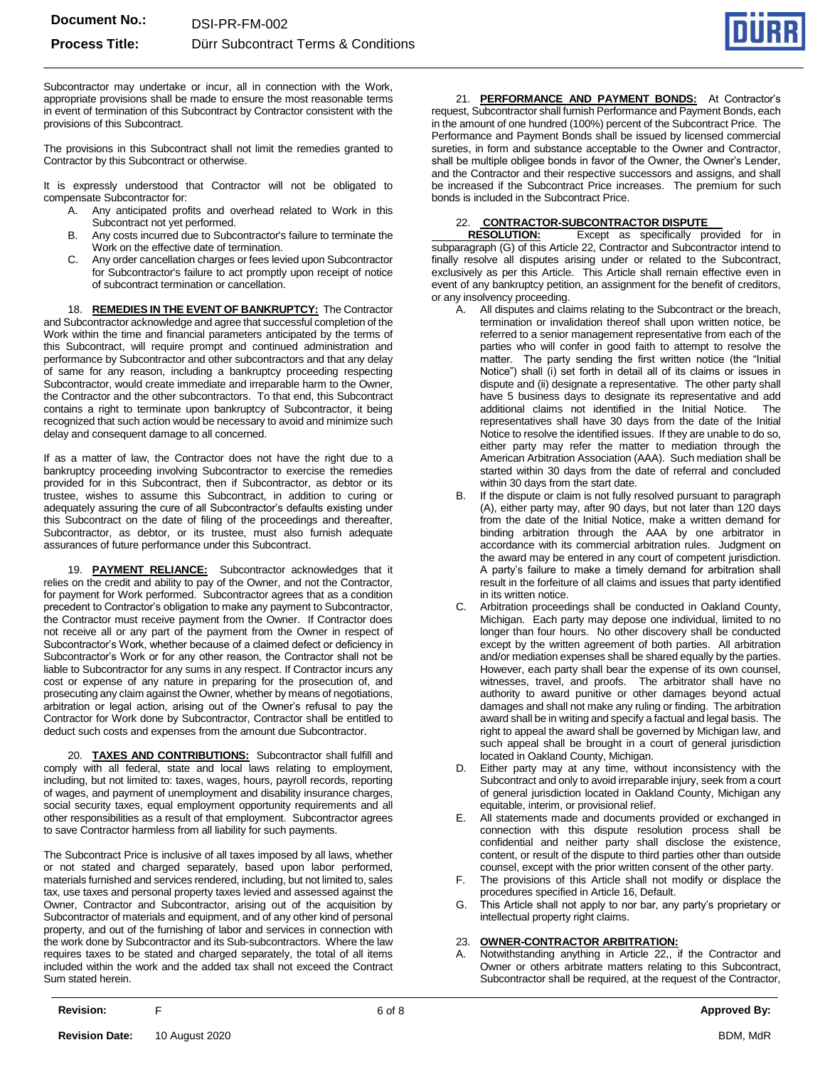Subcontractor may undertake or incur, all in connection with the Work, appropriate provisions shall be made to ensure the most reasonable terms in event of termination of this Subcontract by Contractor consistent with the provisions of this Subcontract.

The provisions in this Subcontract shall not limit the remedies granted to Contractor by this Subcontract or otherwise.

It is expressly understood that Contractor will not be obligated to compensate Subcontractor for:

A. Any anticipated profits and overhead related to Work in this Subcontract not yet performed.
B. Any costs incurred due to Subcontractor's failure to terminate the Work on the effective date of termination.
C. Any order cancellation charges or fees levied upon Subcontractor for Subcontractor's failure to act promptly upon receipt of notice of subcontract termination or cancellation.

18. **REMEDIES IN THE EVENT OF BANKRUPTCY:** The Contractor and Subcontractor acknowledge and agree that successful completion of the Work within the time and financial parameters anticipated by the terms of this Subcontract, will require prompt and continued administration and performance by Subcontractor and other subcontractors and that any delay of same for any reason, including a bankruptcy proceeding respecting Subcontractor, would create immediate and irreparable harm to the Owner, the Contractor and the other subcontractors. To that end, this Subcontract contains a right to terminate upon bankruptcy of Subcontractor, it being recognized that such action would be necessary to avoid and minimize such delay and consequent damage to all concerned.

If as a matter of law, the Contractor does not have the right due to a bankruptcy proceeding involving Subcontractor to exercise the remedies provided for in this Subcontract, then if Subcontractor, as debtor or its trustee, wishes to assume this Subcontract, in addition to curing or adequately assuring the cure of all Subcontractor's defaults existing under this Subcontract on the date of filing of the proceedings and thereafter, Subcontractor, as debtor, or its trustee, must also furnish adequate assurances of future performance under this Subcontract.

19. **PAYMENT RELIANCE:** Subcontractor acknowledges that it relies on the credit and ability to pay of the Owner, and not the Contractor, for payment for Work performed. Subcontractor agrees that as a condition precedent to Contractor's obligation to make any payment to Subcontractor, the Contractor must receive payment from the Owner. If Contractor does not receive all or any part of the payment from the Owner in respect of Subcontractor's Work, whether because of a claimed defect or deficiency in Subcontractor's Work or for any other reason, the Contractor shall not be liable to Subcontractor for any sums in any respect. If Contractor incurs any cost or expense of any nature in preparing for the prosecution of, and prosecuting any claim against the Owner, whether by means of negotiations, arbitration or legal action, arising out of the Owner's refusal to pay the Contractor for Work done by Subcontractor, Contractor shall be entitled to deduct such costs and expenses from the amount due Subcontractor.

20. **TAXES AND CONTRIBUTIONS:** Subcontractor shall fulfill and comply with all federal, state and local laws relating to employment, including, but not limited to: taxes, wages, hours, payroll records, reporting of wages, and payment of unemployment and disability insurance charges, social security taxes, equal employment opportunity requirements and all other responsibilities as a result of that employment. Subcontractor agrees to save Contractor harmless from all liability for such payments.

The Subcontract Price is inclusive of all taxes imposed by all laws, whether or not stated and charged separately, based upon labor performed, materials furnished and services rendered, including, but not limited to, sales tax, use taxes and personal property taxes levied and assessed against the Owner, Contractor and Subcontractor, arising out of the acquisition by Subcontractor of materials and equipment, and of any other kind of personal property, and out of the furnishing of labor and services in connection with the work done by Subcontractor and its Sub-subcontractors. Where the law requires taxes to be stated and charged separately, the total of all items included within the work and the added tax shall not exceed the Contract Sum stated herein.

21. **PERFORMANCE AND PAYMENT BONDS:** At Contractor's request, Subcontractor shall furnish Performance and Payment Bonds, each in the amount of one hundred (100%) percent of the Subcontract Price. The Performance and Payment Bonds shall be issued by licensed commercial sureties, in form and substance acceptable to the Owner and Contractor, shall be multiple obligee bonds in favor of the Owner, the Owner's Lender, and the Contractor and their respective successors and assigns, and shall be increased if the Subcontract Price increases. The premium for such bonds is included in the Subcontract Price.

22. **CONTRACTOR-SUBCONTRACTOR DISPUTE RESOLUTION:** Except as specifically provided for in subparagraph (G) of this Article 22, Contractor and Subcontractor intend to finally resolve all disputes arising under or related to the Subcontract, exclusively as per this Article. This Article shall remain effective even in event of any bankruptcy petition, an assignment for the benefit of creditors, or any insolvency proceeding.

A. All disputes and claims relating to the Subcontract or the breach, termination or invalidation thereof shall upon written notice, be referred to a senior management representative from each of the parties who will confer in good faith to attempt to resolve the matter. The party sending the first written notice (the "Initial Notice") shall (i) set forth in detail all of its claims or issues in dispute and (ii) designate a representative. The other party shall have 5 business days to designate its representative and add additional claims not identified in the Initial Notice. The representatives shall have 30 days from the date of the Initial Notice to resolve the identified issues. If they are unable to do so, either party may refer the matter to mediation through the American Arbitration Association (AAA). Such mediation shall be started within 30 days from the date of referral and concluded within 30 days from the start date.
B. If the dispute or claim is not fully resolved pursuant to paragraph (A), either party may, after 90 days, but not later than 120 days from the date of the Initial Notice, make a written demand for binding arbitration through the AAA by one arbitrator in accordance with its commercial arbitration rules. Judgment on the award may be entered in any court of competent jurisdiction. A party's failure to make a timely demand for arbitration shall result in the forfeiture of all claims and issues that party identified in its written notice.
C. Arbitration proceedings shall be conducted in Oakland County, Michigan. Each party may depose one individual, limited to no longer than four hours. No other discovery shall be conducted except by the written agreement of both parties. All arbitration and/or mediation expenses shall be shared equally by the parties. However, each party shall bear the expense of its own counsel, witnesses, travel, and proofs. The arbitrator shall have no authority to award punitive or other damages beyond actual damages and shall not make any ruling or finding. The arbitration award shall be in writing and specify a factual and legal basis. The right to appeal the award shall be governed by Michigan law, and such appeal shall be brought in a court of general jurisdiction located in Oakland County, Michigan.
D. Either party may at any time, without inconsistency with the Subcontract and only to avoid irreparable injury, seek from a court of general jurisdiction located in Oakland County, Michigan any equitable, interim, or provisional relief.
E. All statements made and documents provided or exchanged in connection with this dispute resolution process shall be confidential and neither party shall disclose the existence, content, or result of the dispute to third parties other than outside counsel, except with the prior written consent of the other party.
F. The provisions of this Article shall not modify or displace the procedures specified in Article 16, Default.
G. This Article shall not apply to nor bar, any party's proprietary or intellectual property right claims.

23. **OWNER-CONTRACTOR ARBITRATION:**

A. Notwithstanding anything in Article 22,, if the Contractor and Owner or others arbitrate matters relating to this Subcontract, Subcontractor shall be required, at the request of the Contractor,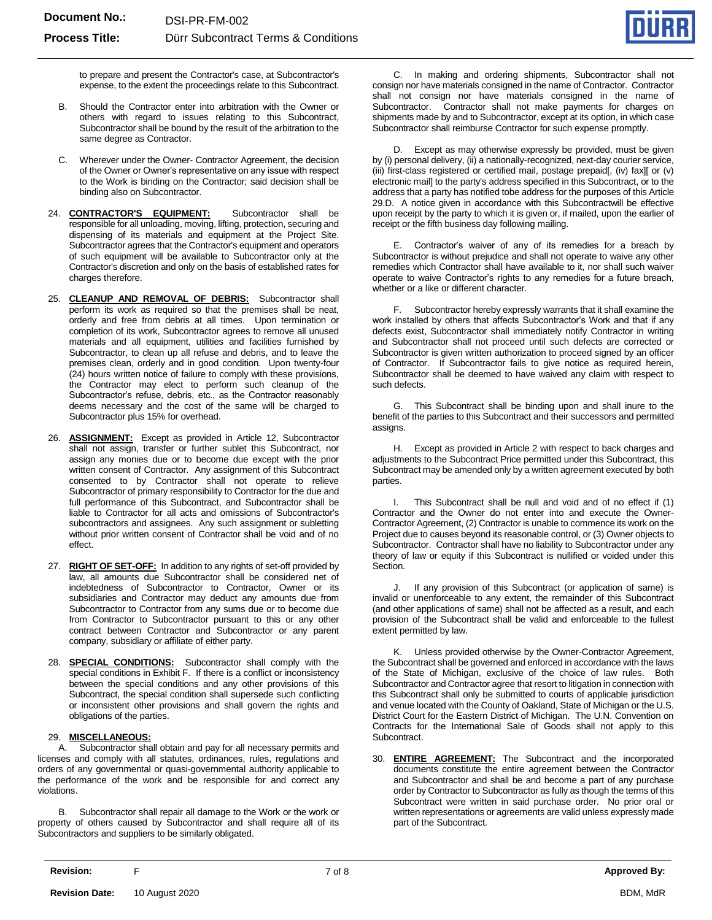to prepare and present the Contractor's case, at Subcontractor's expense, to the extent the proceedings relate to this Subcontract.

B. Should the Contractor enter into arbitration with the Owner or others with regard to issues relating to this Subcontract, Subcontractor shall be bound by the result of the arbitration to the same degree as Contractor.

C. Wherever under the Owner- Contractor Agreement, the decision of the Owner or Owner's representative on any issue with respect to the Work is binding on the Contractor; said decision shall be binding also on Subcontractor.

24. **CONTRACTOR'S EQUIPMENT:** Subcontractor shall be responsible for all unloading, moving, lifting, protection, securing and dispensing of its materials and equipment at the Project Site. Subcontractor agrees that the Contractor's equipment and operators of such equipment will be available to Subcontractor only at the Contractor's discretion and only on the basis of established rates for charges therefore.

25. **CLEANUP AND REMOVAL OF DEBRIS:** Subcontractor shall perform its work as required so that the premises shall be neat, orderly and free from debris at all times. Upon termination or completion of its work, Subcontractor agrees to remove all unused materials and all equipment, utilities and facilities furnished by Subcontractor, to clean up all refuse and debris, and to leave the premises clean, orderly and in good condition. Upon twenty-four (24) hours written notice of failure to comply with these provisions, the Contractor may elect to perform such cleanup of the Subcontractor's refuse, debris, etc., as the Contractor reasonably deems necessary and the cost of the same will be charged to Subcontractor plus 15% for overhead.

26. **ASSIGNMENT:** Except as provided in Article 12, Subcontractor shall not assign, transfer or further sublet this Subcontract, nor assign any monies due or to become due except with the prior written consent of Contractor. Any assignment of this Subcontract consented to by Contractor shall not operate to relieve Subcontractor of primary responsibility to Contractor for the due and full performance of this Subcontract, and Subcontractor shall be liable to Contractor for all acts and omissions of Subcontractor's subcontractors and assignees. Any such assignment or subletting without prior written consent of Contractor shall be void and of no effect.

27. **RIGHT OF SET-OFF:** In addition to any rights of set-off provided by law, all amounts due Subcontractor shall be considered net of indebtedness of Subcontractor to Contractor, Owner or its subsidiaries and Contractor may deduct any amounts due from Subcontractor to Contractor from any sums due or to become due from Contractor to Subcontractor pursuant to this or any other contract between Contractor and Subcontractor or any parent company, subsidiary or affiliate of either party.

28. **SPECIAL CONDITIONS:** Subcontractor shall comply with the special conditions in Exhibit F. If there is a conflict or inconsistency between the special conditions and any other provisions of this Subcontract, the special condition shall supersede such conflicting or inconsistent other provisions and shall govern the rights and obligations of the parties.

29. **MISCELLANEOUS:**

A. Subcontractor shall obtain and pay for all necessary permits and licenses and comply with all statutes, ordinances, rules, regulations and orders of any governmental or quasi-governmental authority applicable to the performance of the work and be responsible for and correct any violations.

B. Subcontractor shall repair all damage to the Work or the work or property of others caused by Subcontractor and shall require all of its Subcontractors and suppliers to be similarly obligated.

C. In making and ordering shipments, Subcontractor shall not consign nor have materials consigned in the name of Contractor. Contractor shall not consign nor have materials consigned in the name of Subcontractor. Contractor shall not make payments for charges on shipments made by and to Subcontractor, except at its option, in which case Subcontractor shall reimburse Contractor for such expense promptly.

D. Except as may otherwise expressly be provided, must be given by (i) personal delivery, (ii) a nationally-recognized, next-day courier service, (iii) first-class registered or certified mail, postage prepaid[, (iv) fax][ or (v) electronic mail] to the party's address specified in this Subcontract, or to the address that a party has notified tobe address for the purposes of this Article 29.D. A notice given in accordance with this Subcontractwill be effective upon receipt by the party to which it is given or, if mailed, upon the earlier of receipt or the fifth business day following mailing.

E. Contractor's waiver of any of its remedies for a breach by Subcontractor is without prejudice and shall not operate to waive any other remedies which Contractor shall have available to it, nor shall such waiver operate to waive Contractor's rights to any remedies for a future breach, whether or a like or different character.

F. Subcontractor hereby expressly warrants that it shall examine the work installed by others that affects Subcontractor's Work and that if any defects exist, Subcontractor shall immediately notify Contractor in writing and Subcontractor shall not proceed until such defects are corrected or Subcontractor is given written authorization to proceed signed by an officer of Contractor. If Subcontractor fails to give notice as required herein, Subcontractor shall be deemed to have waived any claim with respect to such defects.

G. This Subcontract shall be binding upon and shall inure to the benefit of the parties to this Subcontract and their successors and permitted assigns.

H. Except as provided in Article 2 with respect to back charges and adjustments to the Subcontract Price permitted under this Subcontract, this Subcontract may be amended only by a written agreement executed by both parties.

I. This Subcontract shall be null and void and of no effect if (1) Contractor and the Owner do not enter into and execute the Owner-Contractor Agreement, (2) Contractor is unable to commence its work on the Project due to causes beyond its reasonable control, or (3) Owner objects to Subcontractor. Contractor shall have no liability to Subcontractor under any theory of law or equity if this Subcontract is nullified or voided under this Section.

J. If any provision of this Subcontract (or application of same) is invalid or unenforceable to any extent, the remainder of this Subcontract (and other applications of same) shall not be affected as a result, and each provision of the Subcontract shall be valid and enforceable to the fullest extent permitted by law.

K. Unless provided otherwise by the Owner-Contractor Agreement, the Subcontract shall be governed and enforced in accordance with the laws of the State of Michigan, exclusive of the choice of law rules. Both Subcontractor and Contractor agree that resort to litigation in connection with this Subcontract shall only be submitted to courts of applicable jurisdiction and venue located with the County of Oakland, State of Michigan or the U.S. District Court for the Eastern District of Michigan. The U.N. Convention on Contracts for the International Sale of Goods shall not apply to this Subcontract.

30. **ENTIRE AGREEMENT:** The Subcontract and the incorporated documents constitute the entire agreement between the Contractor and Subcontractor and shall be and become a part of any purchase order by Contractor to Subcontractor as fully as though the terms of this Subcontract were written in said purchase order. No prior oral or written representations or agreements are valid unless expressly made part of the Subcontract.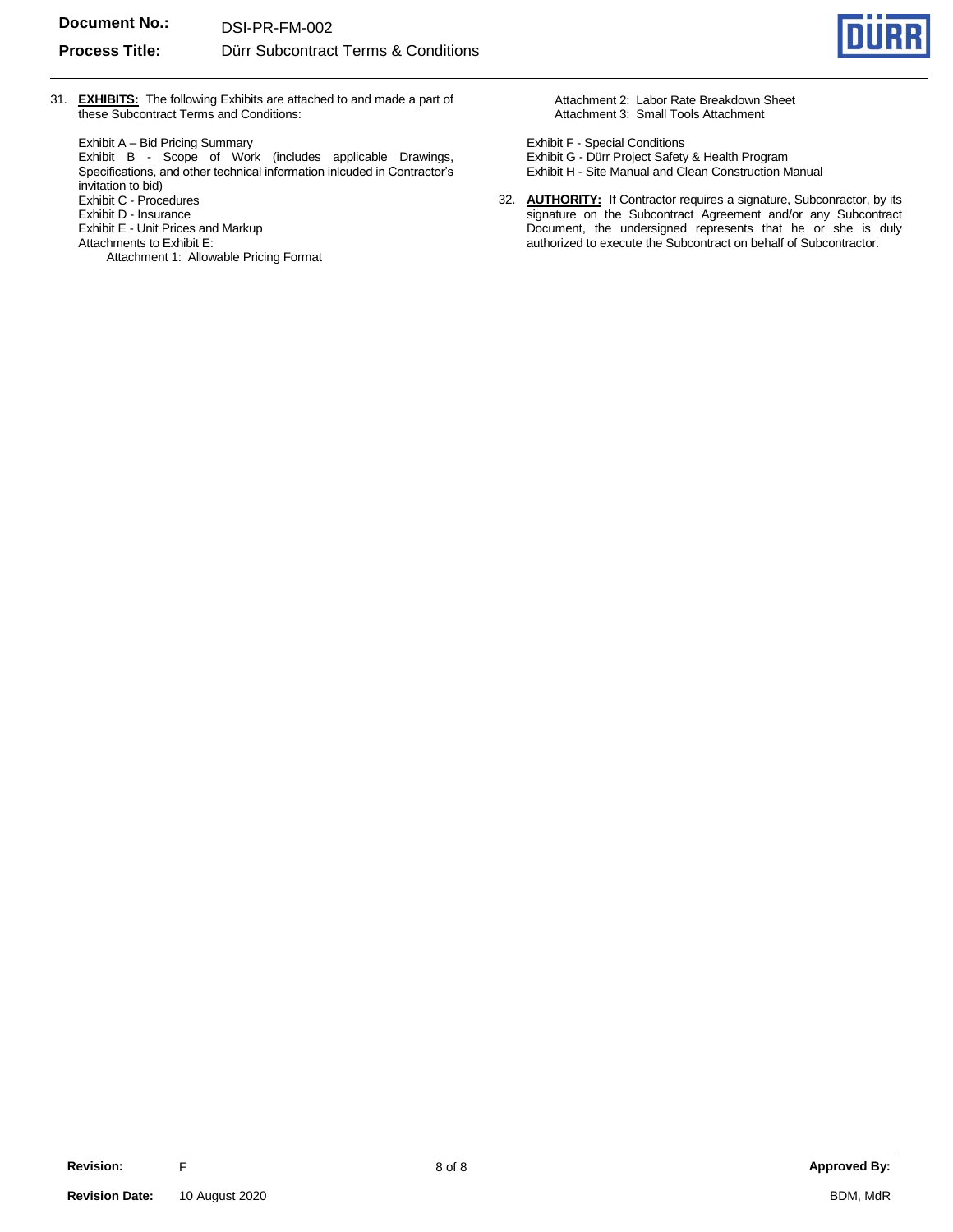31. **EXHIBITS:** The following Exhibits are attached to and made a part of these Subcontract Terms and Conditions:

    Exhibit A – Bid Pricing Summary
    Exhibit B - Scope of Work (includes applicable Drawings, Specifications, and other technical information inlcuded in Contractor's invitation to bid)
    Exhibit C - Procedures
    Exhibit D - Insurance
    Exhibit E - Unit Prices and Markup
    Attachments to Exhibit E:
        Attachment 1: Allowable Pricing Format
        Attachment 2: Labor Rate Breakdown Sheet
        Attachment 3: Small Tools Attachment

    Exhibit F - Special Conditions
    Exhibit G - Dürr Project Safety & Health Program
    Exhibit H - Site Manual and Clean Construction Manual

32. **AUTHORITY:** If Contractor requires a signature, Subconractor, by its signature on the Subcontract Agreement and/or any Subcontract Document, the undersigned represents that he or she is duly authorized to execute the Subcontract on behalf of Subcontractor.